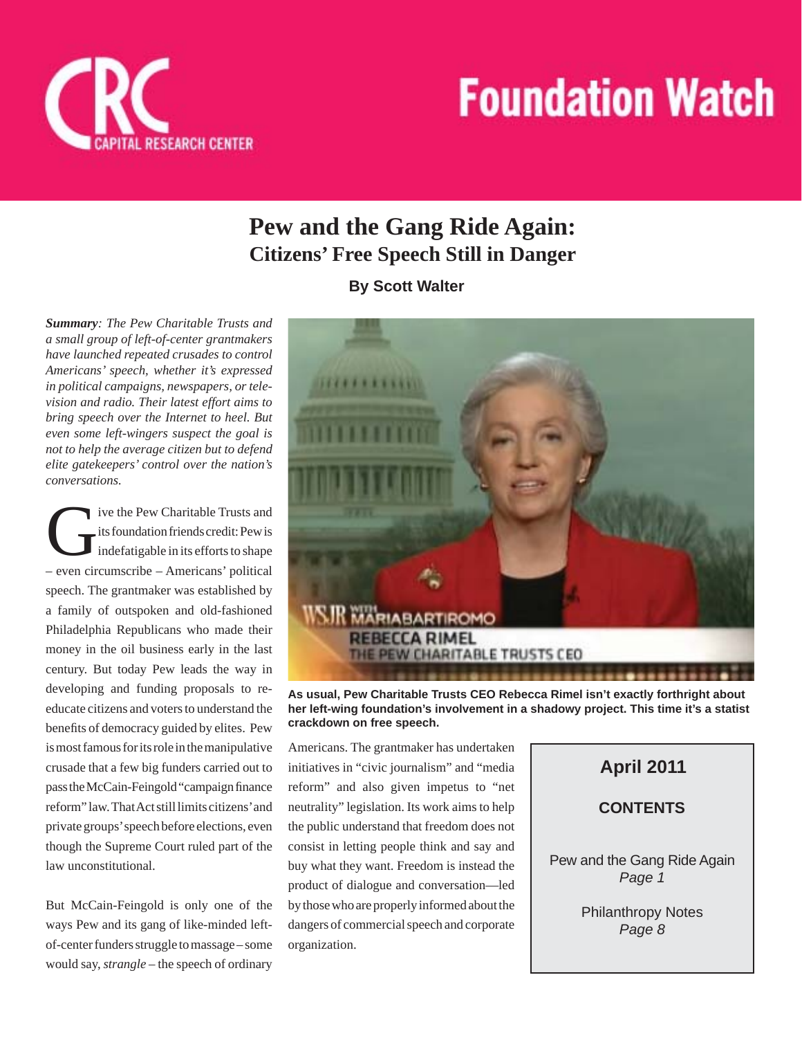# Foundation Watch

CAPITAL RESEARCH CENTER

## Pew and the Gang Ride Again:
### Citizens' Free Speech Still in Danger

**By Scott Walter**

***Summary**: The Pew Charitable Trusts and a small group of left-of-center grantmakers have launched repeated crusades to control Americans' speech, whether it's expressed in political campaigns, newspapers, or television and radio. Their latest effort aims to bring speech over the Internet to heel. But even some left-wingers suspect the goal is not to help the average citizen but to defend elite gatekeepers' control over the nation's conversations.*

Give the Pew Charitable Trusts and its foundation friends credit: Pew is indefatigable in its efforts to shape – even circumscribe – Americans' political speech. The grantmaker was established by a family of outspoken and old-fashioned Philadelphia Republicans who made their money in the oil business early in the last century. But today Pew leads the way in developing and funding proposals to re-educate citizens and voters to understand the benefits of democracy guided by elites. Pew is most famous for its role in the manipulative crusade that a few big funders carried out to pass the McCain-Feingold "campaign finance reform" law. That Act still limits citizens' and private groups' speech before elections, even though the Supreme Court ruled part of the law unconstitutional.

But McCain-Feingold is only one of the ways Pew and its gang of like-minded left-of-center funders struggle to massage – some would say, *strangle* – the speech of ordinary Americans. The grantmaker has undertaken initiatives in "civic journalism" and "media reform" and also given impetus to "net neutrality" legislation. Its work aims to help the public understand that freedom does not consist in letting people think and say and buy what they want. Freedom is instead the product of dialogue and conversation—led by those who are properly informed about the dangers of commercial speech and corporate organization.

**As usual, Pew Charitable Trusts CEO Rebecca Rimel isn't exactly forthright about her left-wing foundation's involvement in a shadowy project. This time it's a statist crackdown on free speech.**

**April 2011**

**CONTENTS**

Pew and the Gang Ride Again
*Page 1*

Philanthropy Notes
*Page 8*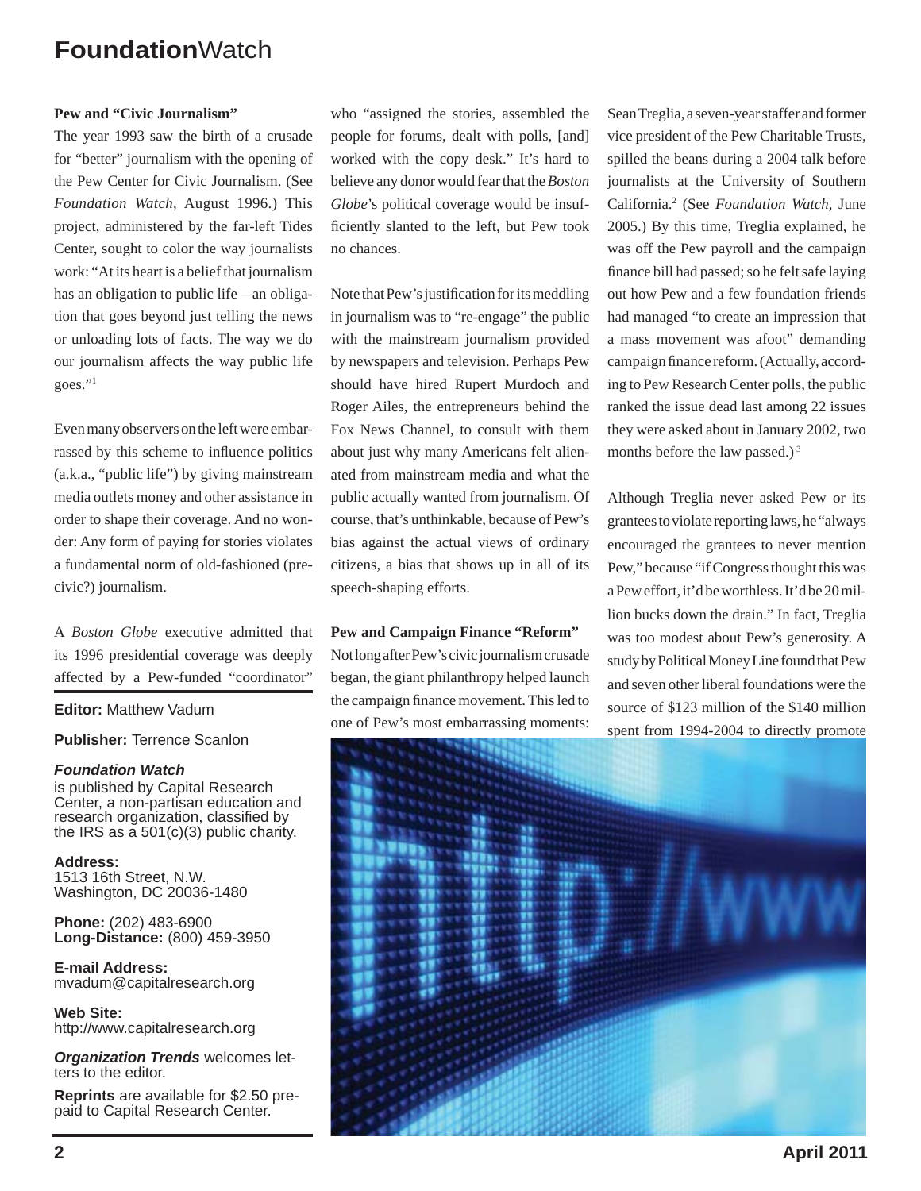### Pew and "Civic Journalism"

The year 1993 saw the birth of a crusade for "better" journalism with the opening of the Pew Center for Civic Journalism. (See *Foundation Watch*, August 1996.) This project, administered by the far-left Tides Center, sought to color the way journalists work: "At its heart is a belief that journalism has an obligation to public life – an obligation that goes beyond just telling the news or unloading lots of facts. The way we do our journalism affects the way public life goes."[1]

Even many observers on the left were embarrassed by this scheme to influence politics (a.k.a., "public life") by giving mainstream media outlets money and other assistance in order to shape their coverage. And no wonder: Any form of paying for stories violates a fundamental norm of old-fashioned (pre-civic?) journalism.

A *Boston Globe* executive admitted that its 1996 presidential coverage was deeply affected by a Pew-funded "coordinator" who "assigned the stories, assembled the people for forums, dealt with polls, [and] worked with the copy desk." It's hard to believe any donor would fear that the *Boston Globe*'s political coverage would be insufficiently slanted to the left, but Pew took no chances.

Note that Pew's justification for its meddling in journalism was to "re-engage" the public with the mainstream journalism provided by newspapers and television. Perhaps Pew should have hired Rupert Murdoch and Roger Ailes, the entrepreneurs behind the Fox News Channel, to consult with them about just why many Americans felt alienated from mainstream media and what the public actually wanted from journalism. Of course, that's unthinkable, because of Pew's bias against the actual views of ordinary citizens, a bias that shows up in all of its speech-shaping efforts.

### Pew and Campaign Finance "Reform"

Not long after Pew's civic journalism crusade began, the giant philanthropy helped launch the campaign finance movement. This led to one of Pew's most embarrassing moments: Sean Treglia, a seven-year staffer and former vice president of the Pew Charitable Trusts, spilled the beans during a 2004 talk before journalists at the University of Southern California.[2] (See *Foundation Watch*, June 2005.) By this time, Treglia explained, he was off the Pew payroll and the campaign finance bill had passed; so he felt safe laying out how Pew and a few foundation friends had managed "to create an impression that a mass movement was afoot" demanding campaign finance reform. (Actually, according to Pew Research Center polls, the public ranked the issue dead last among 22 issues they were asked about in January 2002, two months before the law passed.)[3]

Although Treglia never asked Pew or its grantees to violate reporting laws, he "always encouraged the grantees to never mention Pew," because "if Congress thought this was a Pew effort, it'd be worthless. It'd be 20 million bucks down the drain." In fact, Treglia was too modest about Pew's generosity. A study by Political Money Line found that Pew and seven other liberal foundations were the source of $123 million of the $140 million spent from 1994-2004 to directly promote

**Editor:** Matthew Vadum

**Publisher:** Terrence Scanlon

***Foundation Watch***
is published by Capital Research Center, a non-partisan education and research organization, classified by the IRS as a 501(c)(3) public charity.

**Address:**
1513 16th Street, N.W.
Washington, DC 20036-1480

**Phone:** (202) 483-6900
**Long-Distance:** (800) 459-3950

**E-mail Address:**
mvadum@capitalresearch.org

**Web Site:**
http://www.capitalresearch.org

***Organization Trends*** welcomes letters to the editor.

**Reprints** are available for $2.50 prepaid to Capital Research Center.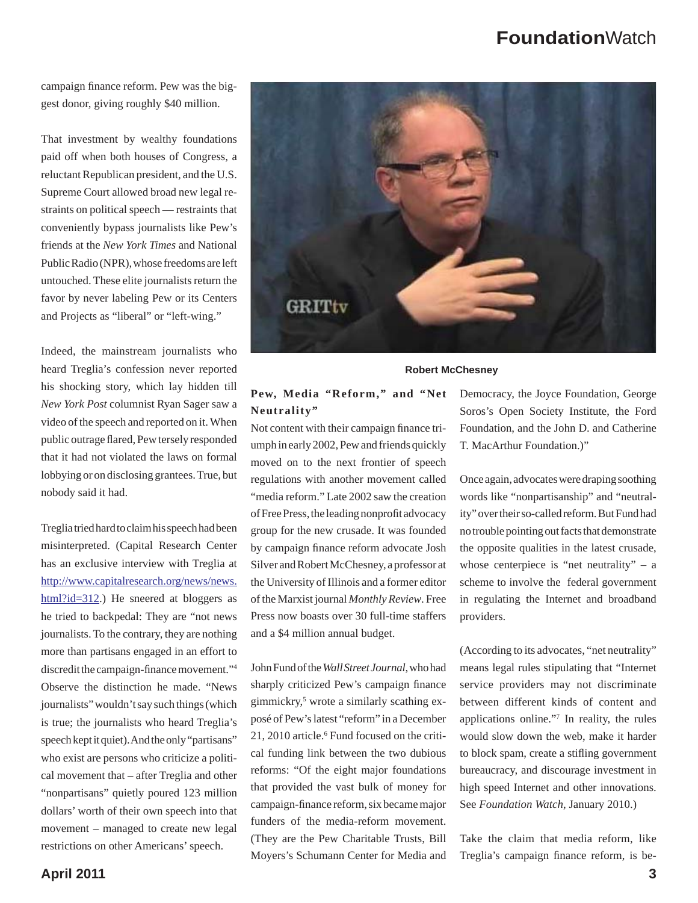campaign finance reform. Pew was the biggest donor, giving roughly $40 million.

That investment by wealthy foundations paid off when both houses of Congress, a reluctant Republican president, and the U.S. Supreme Court allowed broad new legal restraints on political speech — restraints that conveniently bypass journalists like Pew's friends at the *New York Times* and National Public Radio (NPR), whose freedoms are left untouched. These elite journalists return the favor by never labeling Pew or its Centers and Projects as "liberal" or "left-wing."

Indeed, the mainstream journalists who heard Treglia's confession never reported his shocking story, which lay hidden till *New York Post* columnist Ryan Sager saw a video of the speech and reported on it. When public outrage flared, Pew tersely responded that it had not violated the laws on formal lobbying or on disclosing grantees. True, but nobody said it had.

Treglia tried hard to claim his speech had been misinterpreted. (Capital Research Center has an exclusive interview with Treglia at http://www.capitalresearch.org/news/news.html?id=312.) He sneered at bloggers as he tried to backpedal: They are "not news journalists. To the contrary, they are nothing more than partisans engaged in an effort to discredit the campaign-finance movement."[4] Observe the distinction he made. "News journalists" wouldn't say such things (which is true; the journalists who heard Treglia's speech kept it quiet). And the only "partisans" who exist are persons who criticize a political movement that – after Treglia and other "nonpartisans" quietly poured 123 million dollars' worth of their own speech into that movement – managed to create new legal restrictions on other Americans' speech.

**Robert McChesney**

### Pew, Media "Reform," and "Net Neutrality"

Not content with their campaign finance triumph in early 2002, Pew and friends quickly moved on to the next frontier of speech regulations with another movement called "media reform." Late 2002 saw the creation of Free Press, the leading nonprofit advocacy group for the new crusade. It was founded by campaign finance reform advocate Josh Silver and Robert McChesney, a professor at the University of Illinois and a former editor of the Marxist journal *Monthly Review*. Free Press now boasts over 30 full-time staffers and a $4 million annual budget.

John Fund of the *Wall Street Journal*, who had sharply criticized Pew's campaign finance gimmickry,[5] wrote a similarly scathing exposé of Pew's latest "reform" in a December 21, 2010 article.[6] Fund focused on the critical funding link between the two dubious reforms: "Of the eight major foundations that provided the vast bulk of money for campaign-finance reform, six became major funders of the media-reform movement. (They are the Pew Charitable Trusts, Bill Moyers's Schumann Center for Media and Democracy, the Joyce Foundation, George Soros's Open Society Institute, the Ford Foundation, and the John D. and Catherine T. MacArthur Foundation.)"

Once again, advocates were draping soothing words like "nonpartisanship" and "neutrality" over their so-called reform. But Fund had no trouble pointing out facts that demonstrate the opposite qualities in the latest crusade, whose centerpiece is "net neutrality" – a scheme to involve the federal government in regulating the Internet and broadband providers.

(According to its advocates, "net neutrality" means legal rules stipulating that "Internet service providers may not discriminate between different kinds of content and applications online."[7] In reality, the rules would slow down the web, make it harder to block spam, create a stifling government bureaucracy, and discourage investment in high speed Internet and other innovations. See *Foundation Watch*, January 2010.)

Take the claim that media reform, like Treglia's campaign finance reform, is be-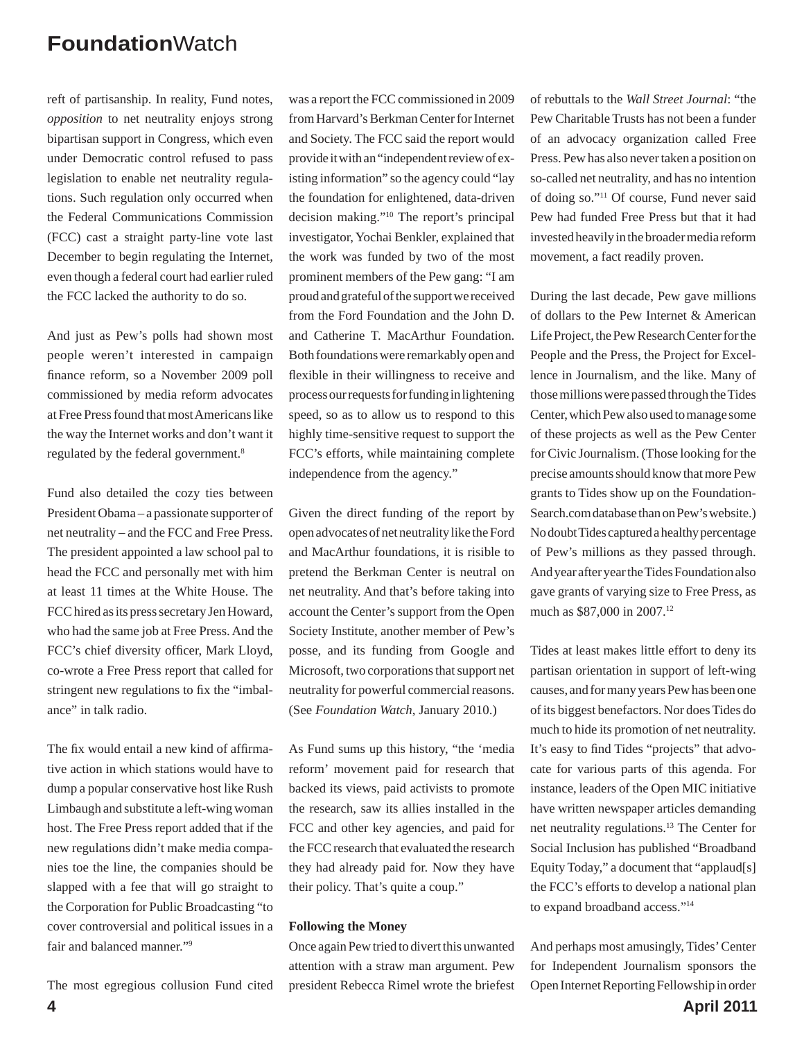reft of partisanship. In reality, Fund notes, *opposition* to net neutrality enjoys strong bipartisan support in Congress, which even under Democratic control refused to pass legislation to enable net neutrality regulations. Such regulation only occurred when the Federal Communications Commission (FCC) cast a straight party-line vote last December to begin regulating the Internet, even though a federal court had earlier ruled the FCC lacked the authority to do so.

And just as Pew's polls had shown most people weren't interested in campaign finance reform, so a November 2009 poll commissioned by media reform advocates at Free Press found that most Americans like the way the Internet works and don't want it regulated by the federal government.[8]

Fund also detailed the cozy ties between President Obama – a passionate supporter of net neutrality – and the FCC and Free Press. The president appointed a law school pal to head the FCC and personally met with him at least 11 times at the White House. The FCC hired as its press secretary Jen Howard, who had the same job at Free Press. And the FCC's chief diversity officer, Mark Lloyd, co-wrote a Free Press report that called for stringent new regulations to fix the "imbalance" in talk radio.

The fix would entail a new kind of affirmative action in which stations would have to dump a popular conservative host like Rush Limbaugh and substitute a left-wing woman host. The Free Press report added that if the new regulations didn't make media companies toe the line, the companies should be slapped with a fee that will go straight to the Corporation for Public Broadcasting "to cover controversial and political issues in a fair and balanced manner."[9]

The most egregious collusion Fund cited was a report the FCC commissioned in 2009 from Harvard's Berkman Center for Internet and Society. The FCC said the report would provide it with an "independent review of existing information" so the agency could "lay the foundation for enlightened, data-driven decision making."[10] The report's principal investigator, Yochai Benkler, explained that the work was funded by two of the most prominent members of the Pew gang: "I am proud and grateful of the support we received from the Ford Foundation and the John D. and Catherine T. MacArthur Foundation. Both foundations were remarkably open and flexible in their willingness to receive and process our requests for funding in lightening speed, so as to allow us to respond to this highly time-sensitive request to support the FCC's efforts, while maintaining complete independence from the agency."

Given the direct funding of the report by open advocates of net neutrality like the Ford and MacArthur foundations, it is risible to pretend the Berkman Center is neutral on net neutrality. And that's before taking into account the Center's support from the Open Society Institute, another member of Pew's posse, and its funding from Google and Microsoft, two corporations that support net neutrality for powerful commercial reasons. (See *Foundation Watch*, January 2010.)

As Fund sums up this history, "the 'media reform' movement paid for research that backed its views, paid activists to promote the research, saw its allies installed in the FCC and other key agencies, and paid for the FCC research that evaluated the research they had already paid for. Now they have their policy. That's quite a coup."

**Following the Money**

Once again Pew tried to divert this unwanted attention with a straw man argument. Pew president Rebecca Rimel wrote the briefest of rebuttals to the *Wall Street Journal*: "the Pew Charitable Trusts has not been a funder of an advocacy organization called Free Press. Pew has also never taken a position on so-called net neutrality, and has no intention of doing so."[11] Of course, Fund never said Pew had funded Free Press but that it had invested heavily in the broader media reform movement, a fact readily proven.

During the last decade, Pew gave millions of dollars to the Pew Internet & American Life Project, the Pew Research Center for the People and the Press, the Project for Excellence in Journalism, and the like. Many of those millions were passed through the Tides Center, which Pew also used to manage some of these projects as well as the Pew Center for Civic Journalism. (Those looking for the precise amounts should know that more Pew grants to Tides show up on the FoundationSearch.com database than on Pew's website.) No doubt Tides captured a healthy percentage of Pew's millions as they passed through. And year after year the Tides Foundation also gave grants of varying size to Free Press, as much as $87,000 in 2007.[12]

Tides at least makes little effort to deny its partisan orientation in support of left-wing causes, and for many years Pew has been one of its biggest benefactors. Nor does Tides do much to hide its promotion of net neutrality. It's easy to find Tides "projects" that advocate for various parts of this agenda. For instance, leaders of the Open MIC initiative have written newspaper articles demanding net neutrality regulations.[13] The Center for Social Inclusion has published "Broadband Equity Today," a document that "applaud[s] the FCC's efforts to develop a national plan to expand broadband access."[14]

And perhaps most amusingly, Tides' Center for Independent Journalism sponsors the Open Internet Reporting Fellowship in order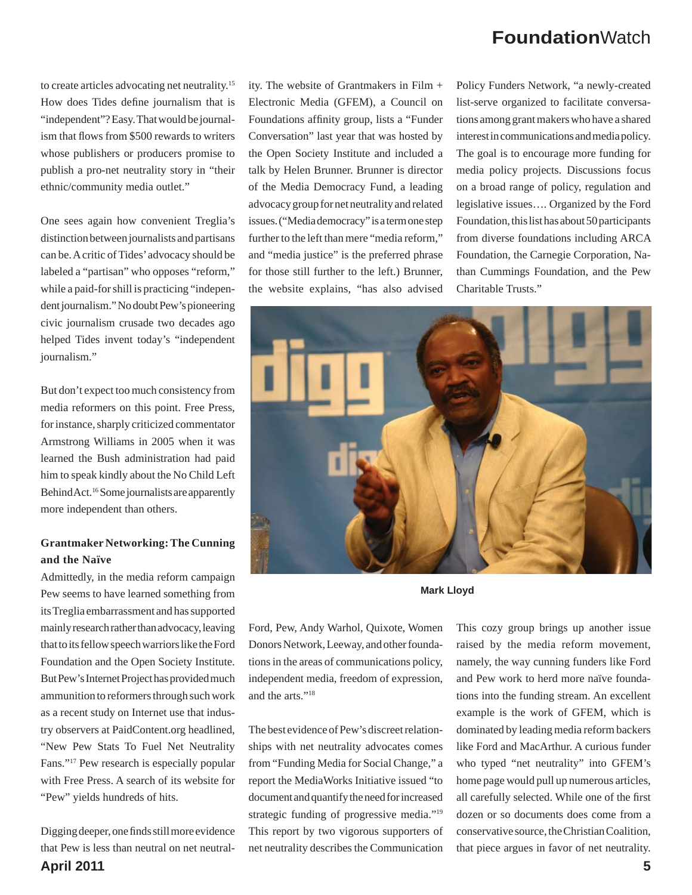to create articles advocating net neutrality.[15] How does Tides define journalism that is "independent"? Easy. That would be journalism that flows from $500 rewards to writers whose publishers or producers promise to publish a pro-net neutrality story in "their ethnic/community media outlet."

One sees again how convenient Treglia's distinction between journalists and partisans can be. A critic of Tides' advocacy should be labeled a "partisan" who opposes "reform," while a paid-for shill is practicing "independent journalism." No doubt Pew's pioneering civic journalism crusade two decades ago helped Tides invent today's "independent journalism."

But don't expect too much consistency from media reformers on this point. Free Press, for instance, sharply criticized commentator Armstrong Williams in 2005 when it was learned the Bush administration had paid him to speak kindly about the No Child Left Behind Act.[16] Some journalists are apparently more independent than others.

### Grantmaker Networking: The Cunning and the Naïve

Admittedly, in the media reform campaign Pew seems to have learned something from its Treglia embarrassment and has supported mainly research rather than advocacy, leaving that to its fellow speech warriors like the Ford Foundation and the Open Society Institute. But Pew's Internet Project has provided much ammunition to reformers through such work as a recent study on Internet use that industry observers at PaidContent.org headlined, "New Pew Stats To Fuel Net Neutrality Fans."[17] Pew research is especially popular with Free Press. A search of its website for "Pew" yields hundreds of hits.

Digging deeper, one finds still more evidence that Pew is less than neutral on net neutrality. The website of Grantmakers in Film + Electronic Media (GFEM), a Council on Foundations affinity group, lists a "Funder Conversation" last year that was hosted by the Open Society Institute and included a talk by Helen Brunner. Brunner is director of the Media Democracy Fund, a leading advocacy group for net neutrality and related issues. ("Media democracy" is a term one step further to the left than mere "media reform," and "media justice" is the preferred phrase for those still further to the left.) Brunner, the website explains, "has also advised Policy Funders Network, "a newly-created list-serve organized to facilitate conversations among grant makers who have a shared interest in communications and media policy. The goal is to encourage more funding for media policy projects. Discussions focus on a broad range of policy, regulation and legislative issues…. Organized by the Ford Foundation, this list has about 50 participants from diverse foundations including ARCA Foundation, the Carnegie Corporation, Nathan Cummings Foundation, and the Pew Charitable Trusts."

**Mark Lloyd**

Ford, Pew, Andy Warhol, Quixote, Women Donors Network, Leeway, and other foundations in the areas of communications policy, independent media, freedom of expression, and the arts."[18]

The best evidence of Pew's discreet relationships with net neutrality advocates comes from "Funding Media for Social Change," a report the MediaWorks Initiative issued "to document and quantify the need for increased strategic funding of progressive media."[19] This report by two vigorous supporters of net neutrality describes the Communication

This cozy group brings up another issue raised by the media reform movement, namely, the way cunning funders like Ford and Pew work to herd more naïve foundations into the funding stream. An excellent example is the work of GFEM, which is dominated by leading media reform backers like Ford and MacArthur. A curious funder who typed "net neutrality" into GFEM's home page would pull up numerous articles, all carefully selected. While one of the first dozen or so documents does come from a conservative source, the Christian Coalition, that piece argues in favor of net neutrality.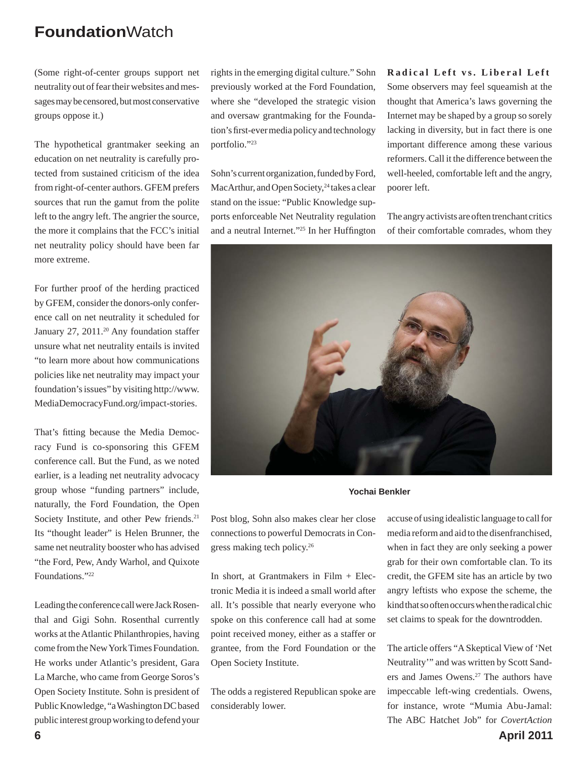(Some right-of-center groups support net neutrality out of fear their websites and messages may be censored, but most conservative groups oppose it.)

The hypothetical grantmaker seeking an education on net neutrality is carefully protected from sustained criticism of the idea from right-of-center authors. GFEM prefers sources that run the gamut from the polite left to the angry left. The angrier the source, the more it complains that the FCC's initial net neutrality policy should have been far more extreme.

For further proof of the herding practiced by GFEM, consider the donors-only conference call on net neutrality it scheduled for January 27, 2011.[20] Any foundation staffer unsure what net neutrality entails is invited "to learn more about how communications policies like net neutrality may impact your foundation's issues" by visiting http://www.MediaDemocracyFund.org/impact-stories.

That's fitting because the Media Democracy Fund is co-sponsoring this GFEM conference call. But the Fund, as we noted earlier, is a leading net neutrality advocacy group whose "funding partners" include, naturally, the Ford Foundation, the Open Society Institute, and other Pew friends.[21] Its "thought leader" is Helen Brunner, the same net neutrality booster who has advised "the Ford, Pew, Andy Warhol, and Quixote Foundations."[22]

Leading the conference call were Jack Rosenthal and Gigi Sohn. Rosenthal currently works at the Atlantic Philanthropies, having come from the New York Times Foundation. He works under Atlantic's president, Gara La Marche, who came from George Soros's Open Society Institute. Sohn is president of Public Knowledge, "a Washington DC based public interest group working to defend your rights in the emerging digital culture." Sohn previously worked at the Ford Foundation, where she "developed the strategic vision and oversaw grantmaking for the Foundation's first-ever media policy and technology portfolio."[23]

Sohn's current organization, funded by Ford, MacArthur, and Open Society,[24] takes a clear stand on the issue: "Public Knowledge supports enforceable Net Neutrality regulation and a neutral Internet."[25] In her Huffington Post blog, Sohn also makes clear her close connections to powerful Democrats in Congress making tech policy.[26]

In short, at Grantmakers in Film + Electronic Media it is indeed a small world after all. It's possible that nearly everyone who spoke on this conference call had at some point received money, either as a staffer or grantee, from the Ford Foundation or the Open Society Institute.

The odds a registered Republican spoke are considerably lower.

**Radical Left vs. Liberal Left**

Some observers may feel squeamish at the thought that America's laws governing the Internet may be shaped by a group so sorely lacking in diversity, but in fact there is one important difference among these various reformers. Call it the difference between the well-heeled, comfortable left and the angry, poorer left.

The angry activists are often trenchant critics of their comfortable comrades, whom they accuse of using idealistic language to call for media reform and aid to the disenfranchised, when in fact they are only seeking a power grab for their own comfortable clan. To its credit, the GFEM site has an article by two angry leftists who expose the scheme, the kind that so often occurs when the radical chic set claims to speak for the downtrodden.

**Yochai Benkler**

The article offers "A Skeptical View of 'Net Neutrality'" and was written by Scott Sanders and James Owens.[27] The authors have impeccable left-wing credentials. Owens, for instance, wrote "Mumia Abu-Jamal: The ABC Hatchet Job" for *CovertAction*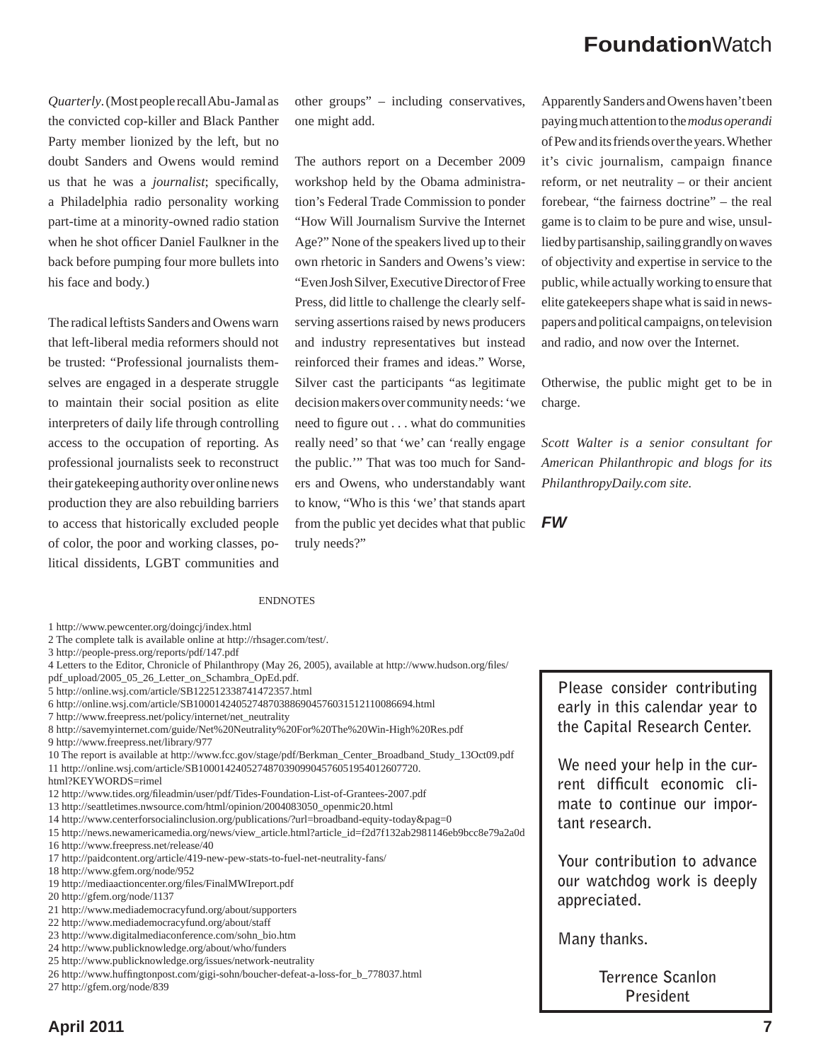*Quarterly*. (Most people recall Abu-Jamal as the convicted cop-killer and Black Panther Party member lionized by the left, but no doubt Sanders and Owens would remind us that he was a *journalist*; specifically, a Philadelphia radio personality working part-time at a minority-owned radio station when he shot officer Daniel Faulkner in the back before pumping four more bullets into his face and body.)

The radical leftists Sanders and Owens warn that left-liberal media reformers should not be trusted: "Professional journalists themselves are engaged in a desperate struggle to maintain their social position as elite interpreters of daily life through controlling access to the occupation of reporting. As professional journalists seek to reconstruct their gatekeeping authority over online news production they are also rebuilding barriers to access that historically excluded people of color, the poor and working classes, political dissidents, LGBT communities and other groups" – including conservatives, one might add.

The authors report on a December 2009 workshop held by the Obama administration's Federal Trade Commission to ponder "How Will Journalism Survive the Internet Age?" None of the speakers lived up to their own rhetoric in Sanders and Owens's view: "Even Josh Silver, Executive Director of Free Press, did little to challenge the clearly self-serving assertions raised by news producers and industry representatives but instead reinforced their frames and ideas." Worse, Silver cast the participants "as legitimate decision makers over community needs: 'we need to figure out . . . what do communities really need' so that 'we' can 'really engage the public.'" That was too much for Sanders and Owens, who understandably want to know, "Who is this 'we' that stands apart from the public yet decides what that public truly needs?"

Apparently Sanders and Owens haven't been paying much attention to the *modus operandi* of Pew and its friends over the years. Whether it's civic journalism, campaign finance reform, or net neutrality – or their ancient forebear, "the fairness doctrine" – the real game is to claim to be pure and wise, unsullied by partisanship, sailing grandly on waves of objectivity and expertise in service to the public, while actually working to ensure that elite gatekeepers shape what is said in newspapers and political campaigns, on television and radio, and now over the Internet.

Otherwise, the public might get to be in charge.

*Scott Walter is a senior consultant for American Philanthropic and blogs for its PhilanthropyDaily.com site.*

***FW***

ENDNOTES

1 http://www.pewcenter.org/doingcj/index.html
2 The complete talk is available online at http://rhsager.com/test/.
3 http://people-press.org/reports/pdf/147.pdf
4 Letters to the Editor, Chronicle of Philanthropy (May 26, 2005), available at http://www.hudson.org/files/pdf_upload/2005_05_26_Letter_on_Schambra_OpEd.pdf.
5 http://online.wsj.com/article/SB122512338741472357.html
6 http://online.wsj.com/article/SB10001424052748703886904576031512110086694.html
7 http://www.freepress.net/policy/internet/net_neutrality
8 http://savemyinternet.com/guide/Net%20Neutrality%20For%20The%20Win-High%20Res.pdf
9 http://www.freepress.net/library/977
10 The report is available at http://www.fcc.gov/stage/pdf/Berkman_Center_Broadband_Study_13Oct09.pdf
11 http://online.wsj.com/article/SB10001424052748703909904576051954012607720.html?KEYWORDS=rimel
12 http://www.tides.org/fileadmin/user/pdf/Tides-Foundation-List-of-Grantees-2007.pdf
13 http://seattletimes.nwsource.com/html/opinion/2004083050_openmic20.html
14 http://www.centerforsocialinclusion.org/publications/?url=broadband-equity-today&pag=0
15 http://news.newamericamedia.org/news/view_article.html?article_id=f2d7f132ab2981146eb9bcc8e79a2a0d
16 http://www.freepress.net/release/40
17 http://paidcontent.org/article/419-new-pew-stats-to-fuel-net-neutrality-fans/
18 http://www.gfem.org/node/952
19 http://mediaactioncenter.org/files/FinalMWIreport.pdf
20 http://gfem.org/node/1137
21 http://www.mediademocracyfund.org/about/supporters
22 http://www.mediademocracyfund.org/about/staff
23 http://www.digitalmediaconference.com/sohn_bio.htm
24 http://www.publicknowledge.org/about/who/funders
25 http://www.publicknowledge.org/issues/network-neutrality
26 http://www.huffingtonpost.com/gigi-sohn/boucher-defeat-a-loss-for_b_778037.html
27 http://gfem.org/node/839

**Please consider contributing early in this calendar year to the Capital Research Center.**

**We need your help in the current difficult economic climate to continue our important research.**

**Your contribution to advance our watchdog work is deeply appreciated.**

**Many thanks.**

**Terrence Scanlon**
**President**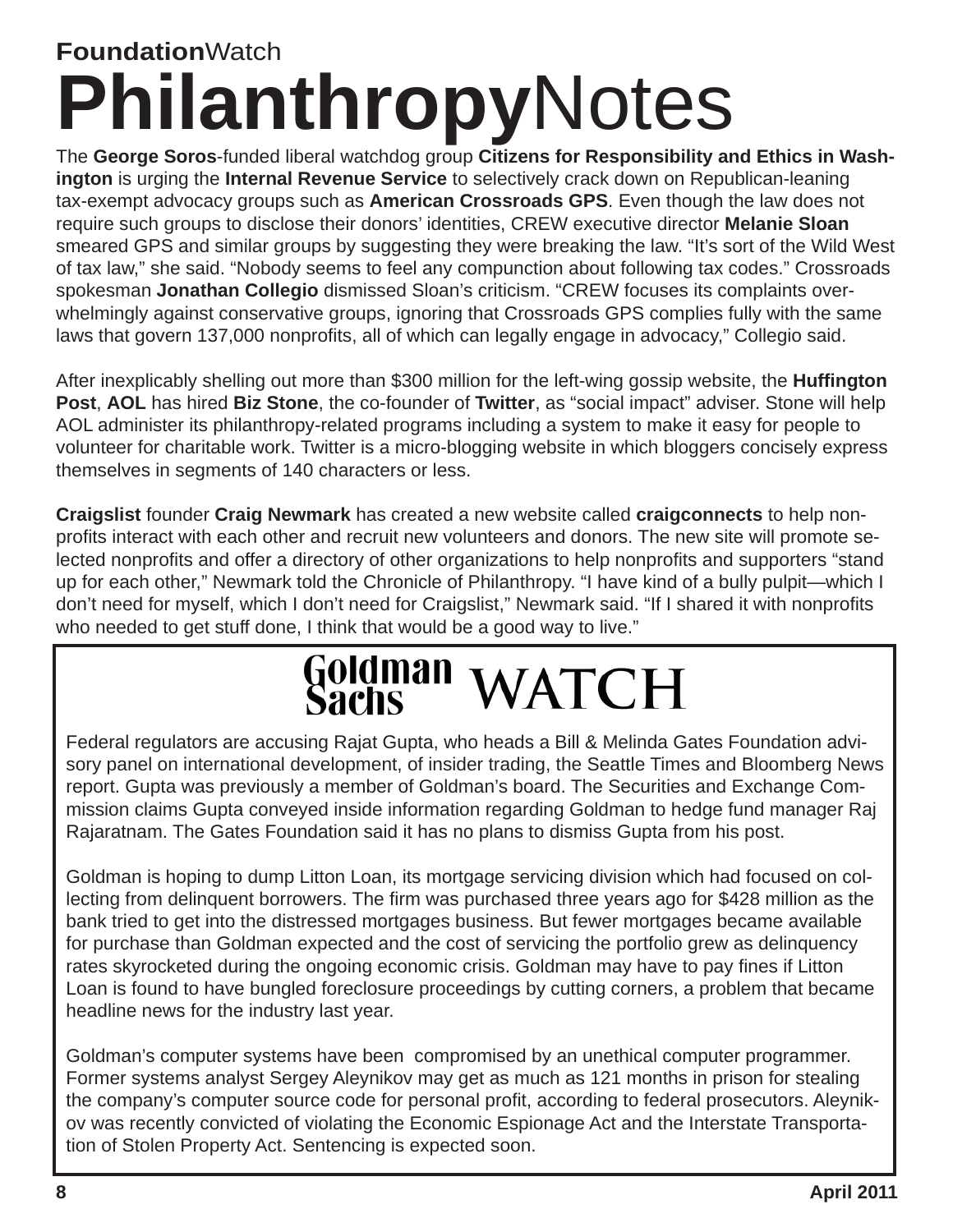**Foundation**Watch

# **Philanthropy**Notes

The **George Soros**-funded liberal watchdog group **Citizens for Responsibility and Ethics in Washington** is urging the **Internal Revenue Service** to selectively crack down on Republican-leaning tax-exempt advocacy groups such as **American Crossroads GPS**. Even though the law does not require such groups to disclose their donors' identities, CREW executive director **Melanie Sloan** smeared GPS and similar groups by suggesting they were breaking the law. "It's sort of the Wild West of tax law," she said. "Nobody seems to feel any compunction about following tax codes." Crossroads spokesman **Jonathan Collegio** dismissed Sloan's criticism. "CREW focuses its complaints overwhelmingly against conservative groups, ignoring that Crossroads GPS complies fully with the same laws that govern 137,000 nonprofits, all of which can legally engage in advocacy," Collegio said.

After inexplicably shelling out more than $300 million for the left-wing gossip website, the **Huffington Post**, **AOL** has hired **Biz Stone**, the co-founder of **Twitter**, as "social impact" adviser. Stone will help AOL administer its philanthropy-related programs including a system to make it easy for people to volunteer for charitable work. Twitter is a micro-blogging website in which bloggers concisely express themselves in segments of 140 characters or less.

**Craigslist** founder **Craig Newmark** has created a new website called **craigconnects** to help nonprofits interact with each other and recruit new volunteers and donors. The new site will promote selected nonprofits and offer a directory of other organizations to help nonprofits and supporters "stand up for each other," Newmark told the Chronicle of Philanthropy. "I have kind of a bully pulpit—which I don't need for myself, which I don't need for Craigslist," Newmark said. "If I shared it with nonprofits who needed to get stuff done, I think that would be a good way to live."

## Goldman Sachs WATCH

Federal regulators are accusing Rajat Gupta, who heads a Bill & Melinda Gates Foundation advisory panel on international development, of insider trading, the Seattle Times and Bloomberg News report. Gupta was previously a member of Goldman's board. The Securities and Exchange Commission claims Gupta conveyed inside information regarding Goldman to hedge fund manager Raj Rajaratnam. The Gates Foundation said it has no plans to dismiss Gupta from his post.

Goldman is hoping to dump Litton Loan, its mortgage servicing division which had focused on collecting from delinquent borrowers. The firm was purchased three years ago for $428 million as the bank tried to get into the distressed mortgages business. But fewer mortgages became available for purchase than Goldman expected and the cost of servicing the portfolio grew as delinquency rates skyrocketed during the ongoing economic crisis. Goldman may have to pay fines if Litton Loan is found to have bungled foreclosure proceedings by cutting corners, a problem that became headline news for the industry last year.

Goldman's computer systems have been compromised by an unethical computer programmer. Former systems analyst Sergey Aleynikov may get as much as 121 months in prison for stealing the company's computer source code for personal profit, according to federal prosecutors. Aleynikov was recently convicted of violating the Economic Espionage Act and the Interstate Transportation of Stolen Property Act. Sentencing is expected soon.